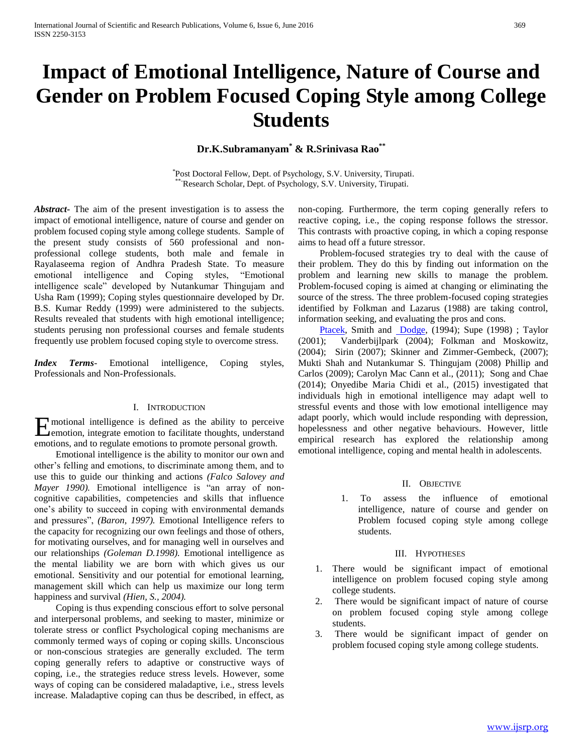# Impact of Emotional Intelligence, Nature of Course and Gender on Problem Focused Coping Style among College Students

**Dr.K.Subramanyam[*] & R.Srinivasa Rao[**]**

[*]Post Doctoral Fellow, Dept. of Psychology, S.V. University, Tirupati.
[**]Research Scholar, Dept. of Psychology, S.V. University, Tirupati.

***Abstract*-** The aim of the present investigation is to assess the impact of emotional intelligence, nature of course and gender on problem focused coping style among college students. Sample of the present study consists of 560 professional and non-professional college students, both male and female in Rayalaseema region of Andhra Pradesh State. To measure emotional intelligence and Coping styles, "Emotional intelligence scale" developed by Nutankumar Thingujam and Usha Ram (1999); Coping styles questionnaire developed by Dr. B.S. Kumar Reddy (1999) were administered to the subjects. Results revealed that students with high emotional intelligence; students perusing non professional courses and female students frequently use problem focused coping style to overcome stress.

***Index Terms*-** Emotional intelligence, Coping styles, Professionals and Non-Professionals.

## I. Introduction

Emotional intelligence is defined as the ability to perceive emotion, integrate emotion to facilitate thoughts, understand emotions, and to regulate emotions to promote personal growth.

Emotional intelligence is the ability to monitor our own and other's felling and emotions, to discriminate among them, and to use this to guide our thinking and actions *(Falco Salovey and Mayer 1990).* Emotional intelligence is "an array of non-cognitive capabilities, competencies and skills that influence one's ability to succeed in coping with environmental demands and pressures", *(Baron, 1997).* Emotional Intelligence refers to the capacity for recognizing our own feelings and those of others, for motivating ourselves, and for managing well in ourselves and our relationships *(Goleman D.1998).* Emotional intelligence as the mental liability we are born with which gives us our emotional. Sensitivity and our potential for emotional learning, management skill which can help us maximize our long term happiness and survival *(Hien, S., 2004).*

Coping is thus expending conscious effort to solve personal and interpersonal problems, and seeking to master, minimize or tolerate stress or conflict Psychological coping mechanisms are commonly termed ways of coping or coping skills. Unconscious or non-conscious strategies are generally excluded. The term coping generally refers to adaptive or constructive ways of coping, i.e., the strategies reduce stress levels. However, some ways of coping can be considered maladaptive, i.e., stress levels increase. Maladaptive coping can thus be described, in effect, as non-coping. Furthermore, the term coping generally refers to reactive coping, i.e., the coping response follows the stressor. This contrasts with proactive coping, in which a coping response aims to head off a future stressor.

Problem-focused strategies try to deal with the cause of their problem. They do this by finding out information on the problem and learning new skills to manage the problem. Problem-focused coping is aimed at changing or eliminating the source of the stress. The three problem-focused coping strategies identified by Folkman and Lazarus (1988) are taking control, information seeking, and evaluating the pros and cons.

Ptacek, Smith and Dodge, (1994); Supe (1998) ; Taylor (2001); Vanderbijlpark (2004); Folkman and Moskowitz, (2004); Sirin (2007); Skinner and Zimmer-Gembeck, (2007); Mukti Shah and Nutankumar S. Thingujam (2008) Phillip and Carlos (2009); Carolyn Mac Cann et al., (2011); Song and Chae (2014); Onyedibe Maria Chidi et al., (2015) investigated that individuals high in emotional intelligence may adapt well to stressful events and those with low emotional intelligence may adapt poorly, which would include responding with depression, hopelessness and other negative behaviours. However, little empirical research has explored the relationship among emotional intelligence, coping and mental health in adolescents.

## II. Objective

1. To assess the influence of emotional intelligence, nature of course and gender on Problem focused coping style among college students.

## III. Hypotheses

1. There would be significant impact of emotional intelligence on problem focused coping style among college students.
2. There would be significant impact of nature of course on problem focused coping style among college students.
3. There would be significant impact of gender on problem focused coping style among college students.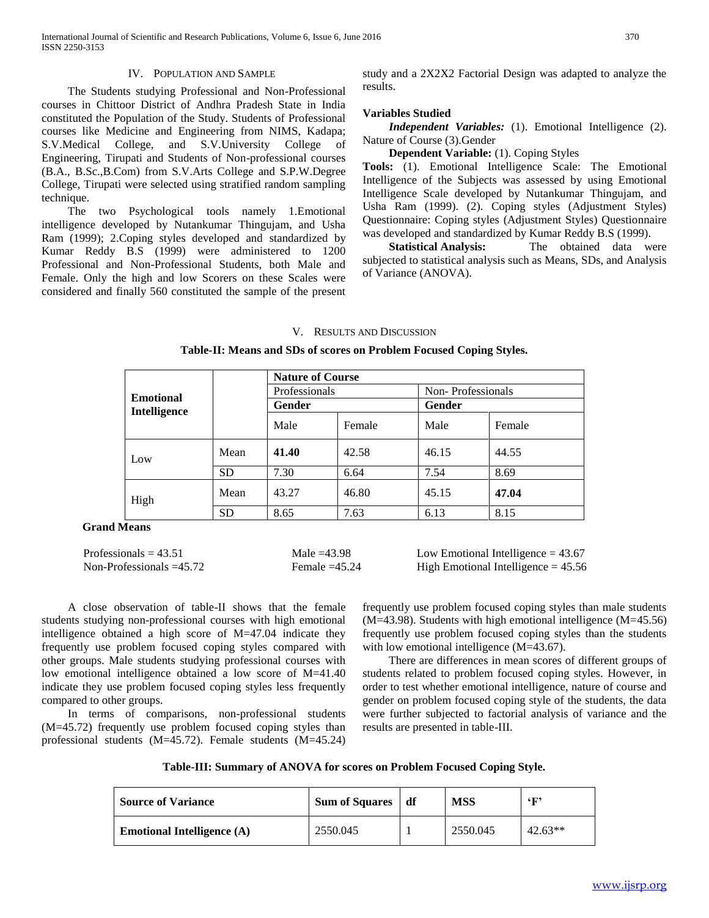## IV. Population and Sample

The Students studying Professional and Non-Professional courses in Chittoor District of Andhra Pradesh State in India constituted the Population of the Study. Students of Professional courses like Medicine and Engineering from NIMS, Kadapa; S.V.Medical College, and S.V.University College of Engineering, Tirupati and Students of Non-professional courses (B.A., B.Sc.,B.Com) from S.V.Arts College and S.P.W.Degree College, Tirupati were selected using stratified random sampling technique.

The two Psychological tools namely 1.Emotional intelligence developed by Nutankumar Thingujam, and Usha Ram (1999); 2.Coping styles developed and standardized by Kumar Reddy B.S (1999) were administered to 1200 Professional and Non-Professional Students, both Male and Female. Only the high and low Scorers on these Scales were considered and finally 560 constituted the sample of the present study and a 2X2X2 Factorial Design was adapted to analyze the results.

**Variables Studied**

***Independent Variables:*** (1). Emotional Intelligence (2). Nature of Course (3).Gender

**Dependent Variable:** (1). Coping Styles

**Tools:** (1). Emotional Intelligence Scale: The Emotional Intelligence of the Subjects was assessed by using Emotional Intelligence Scale developed by Nutankumar Thingujam, and Usha Ram (1999). (2). Coping styles (Adjustment Styles) Questionnaire: Coping styles (Adjustment Styles) Questionnaire was developed and standardized by Kumar Reddy B.S (1999).

**Statistical Analysis:** The obtained data were subjected to statistical analysis such as Means, SDs, and Analysis of Variance (ANOVA).

## V. Results and Discussion

**Table-II: Means and SDs of scores on Problem Focused Coping Styles.**

| Emotional Intelligence | | Nature of Course | | | |
|---|---|---|---|---|---|
| | | Professionals | | Non- Professionals | |
| | | Gender | | Gender | |
| | | Male | Female | Male | Female |
| Low | Mean | **41.40** | 42.58 | 46.15 | 44.55 |
| | SD | 7.30 | 6.64 | 7.54 | 8.69 |
| High | Mean | 43.27 | 46.80 | 45.15 | **47.04** |
| | SD | 8.65 | 7.63 | 6.13 | 8.15 |

**Grand Means**

| | | |
|---|---|---|
| Professionals = 43.51 | Male =43.98 | Low Emotional Intelligence = 43.67 |
| Non-Professionals =45.72 | Female =45.24 | High Emotional Intelligence = 45.56 |

A close observation of table-II shows that the female students studying non-professional courses with high emotional intelligence obtained a high score of M=47.04 indicate they frequently use problem focused coping styles compared with other groups. Male students studying professional courses with low emotional intelligence obtained a low score of M=41.40 indicate they use problem focused coping styles less frequently compared to other groups.

In terms of comparisons, non-professional students (M=45.72) frequently use problem focused coping styles than professional students (M=45.72). Female students (M=45.24) frequently use problem focused coping styles than male students (M=43.98). Students with high emotional intelligence (M=45.56) frequently use problem focused coping styles than the students with low emotional intelligence (M=43.67).

There are differences in mean scores of different groups of students related to problem focused coping styles. However, in order to test whether emotional intelligence, nature of course and gender on problem focused coping style of the students, the data were further subjected to factorial analysis of variance and the results are presented in table-III.

**Table-III: Summary of ANOVA for scores on Problem Focused Coping Style.**

| Source of Variance | Sum of Squares | df | MSS | 'F' |
|---|---|---|---|---|
| Emotional Intelligence (A) | 2550.045 | 1 | 2550.045 | 42.63** |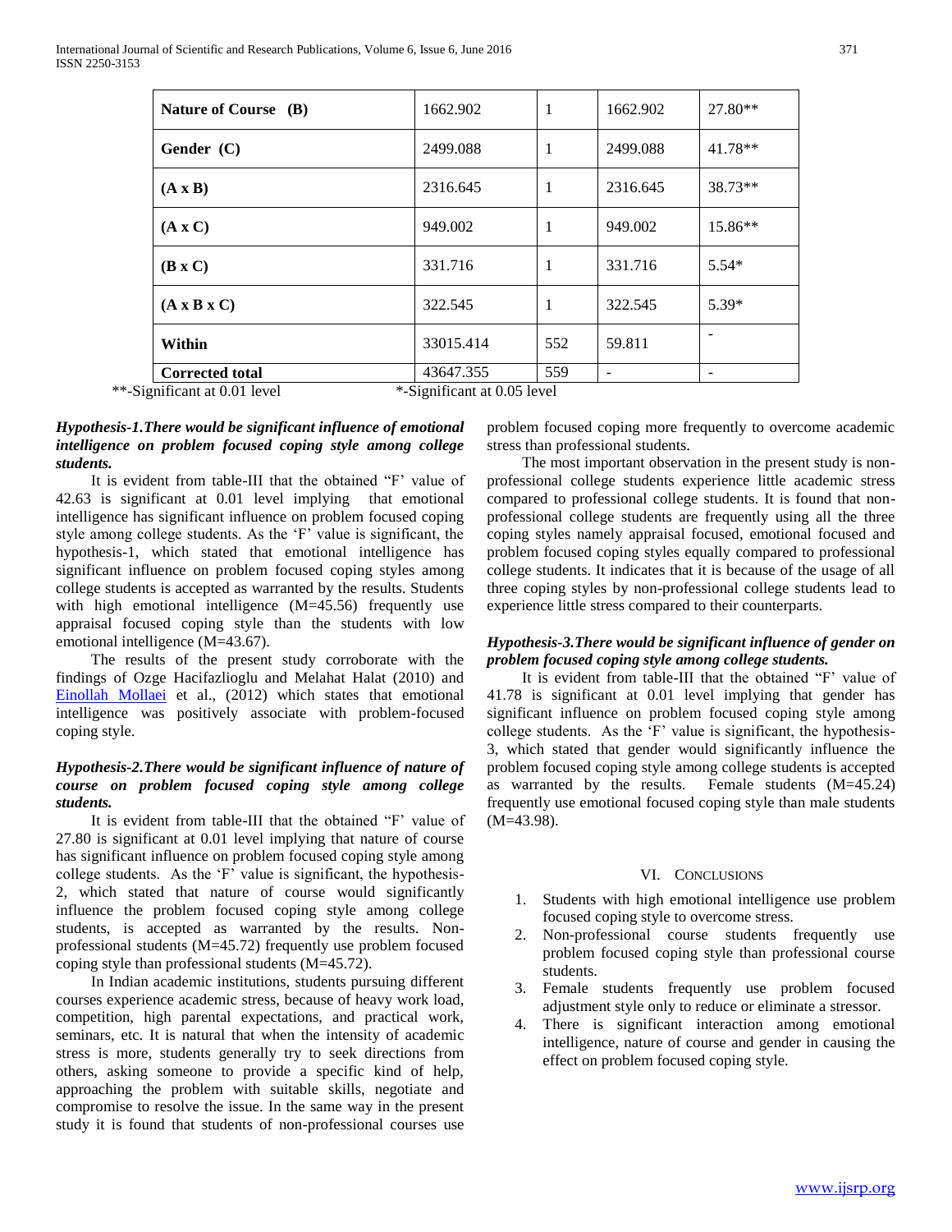| Nature of Course (B) | 1662.902 | 1 | 1662.902 | 27.80** |
|---|---|---|---|---|
| Gender (C) | 2499.088 | 1 | 2499.088 | 41.78** |
| (A x B) | 2316.645 | 1 | 2316.645 | 38.73** |
| (A x C) | 949.002 | 1 | 949.002 | 15.86** |
| (B x C) | 331.716 | 1 | 331.716 | 5.54* |
| (A x B x C) | 322.545 | 1 | 322.545 | 5.39* |
| Within | 33015.414 | 552 | 59.811 | - |
| Corrected total | 43647.355 | 559 | - | - |

**-Significant at 0.01 level *-Significant at 0.05 level

***Hypothesis-1.There would be significant influence of emotional intelligence on problem focused coping style among college students.***

It is evident from table-III that the obtained "F' value of 42.63 is significant at 0.01 level implying that emotional intelligence has significant influence on problem focused coping style among college students. As the 'F' value is significant, the hypothesis-1, which stated that emotional intelligence has significant influence on problem focused coping styles among college students is accepted as warranted by the results. Students with high emotional intelligence (M=45.56) frequently use appraisal focused coping style than the students with low emotional intelligence (M=43.67).

The results of the present study corroborate with the findings of Ozge Hacifazlioglu and Melahat Halat (2010) and Einollah Mollaei et al., (2012) which states that emotional intelligence was positively associate with problem-focused coping style.

***Hypothesis-2.There would be significant influence of nature of course on problem focused coping style among college students.***

It is evident from table-III that the obtained "F' value of 27.80 is significant at 0.01 level implying that nature of course has significant influence on problem focused coping style among college students. As the 'F' value is significant, the hypothesis-2, which stated that nature of course would significantly influence the problem focused coping style among college students, is accepted as warranted by the results. Non-professional students (M=45.72) frequently use problem focused coping style than professional students (M=45.72).

In Indian academic institutions, students pursuing different courses experience academic stress, because of heavy work load, competition, high parental expectations, and practical work, seminars, etc. It is natural that when the intensity of academic stress is more, students generally try to seek directions from others, asking someone to provide a specific kind of help, approaching the problem with suitable skills, negotiate and compromise to resolve the issue. In the same way in the present study it is found that students of non-professional courses use problem focused coping more frequently to overcome academic stress than professional students.

The most important observation in the present study is non-professional college students experience little academic stress compared to professional college students. It is found that non-professional college students are frequently using all the three coping styles namely appraisal focused, emotional focused and problem focused coping styles equally compared to professional college students. It indicates that it is because of the usage of all three coping styles by non-professional college students lead to experience little stress compared to their counterparts.

***Hypothesis-3.There would be significant influence of gender on problem focused coping style among college students.***

It is evident from table-III that the obtained "F' value of 41.78 is significant at 0.01 level implying that gender has significant influence on problem focused coping style among college students. As the 'F' value is significant, the hypothesis-3, which stated that gender would significantly influence the problem focused coping style among college students is accepted as warranted by the results. Female students (M=45.24) frequently use emotional focused coping style than male students (M=43.98).

## VI. Conclusions

1. Students with high emotional intelligence use problem focused coping style to overcome stress.
2. Non-professional course students frequently use problem focused coping style than professional course students.
3. Female students frequently use problem focused adjustment style only to reduce or eliminate a stressor.
4. There is significant interaction among emotional intelligence, nature of course and gender in causing the effect on problem focused coping style.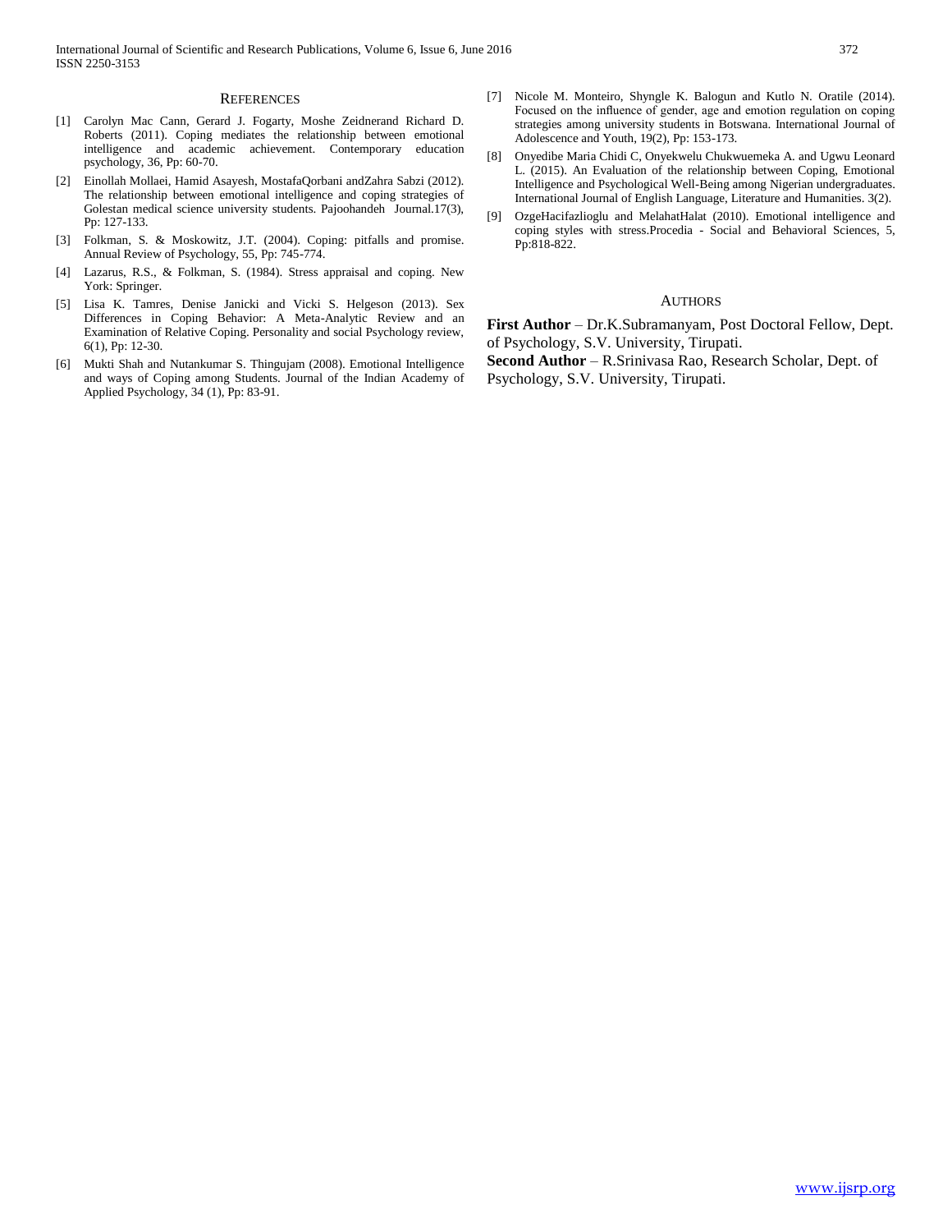## REFERENCES

[1] Carolyn Mac Cann, Gerard J. Fogarty, Moshe Zeidnerand Richard D. Roberts (2011). Coping mediates the relationship between emotional intelligence and academic achievement. Contemporary education psychology, 36, Pp: 60-70.

[2] Einollah Mollaei, Hamid Asayesh, MostafaQorbani andZahra Sabzi (2012). The relationship between emotional intelligence and coping strategies of Golestan medical science university students. Pajoohandeh Journal.17(3), Pp: 127-133.

[3] Folkman, S. & Moskowitz, J.T. (2004). Coping: pitfalls and promise. Annual Review of Psychology, 55, Pp: 745-774.

[4] Lazarus, R.S., & Folkman, S. (1984). Stress appraisal and coping. New York: Springer.

[5] Lisa K. Tamres, Denise Janicki and Vicki S. Helgeson (2013). Sex Differences in Coping Behavior: A Meta-Analytic Review and an Examination of Relative Coping. Personality and social Psychology review, 6(1), Pp: 12-30.

[6] Mukti Shah and Nutankumar S. Thingujam (2008). Emotional Intelligence and ways of Coping among Students. Journal of the Indian Academy of Applied Psychology, 34 (1), Pp: 83-91.

[7] Nicole M. Monteiro, Shyngle K. Balogun and Kutlo N. Oratile (2014). Focused on the influence of gender, age and emotion regulation on coping strategies among university students in Botswana. International Journal of Adolescence and Youth, 19(2), Pp: 153-173.

[8] Onyedibe Maria Chidi C, Onyekwelu Chukwuemeka A. and Ugwu Leonard L. (2015). An Evaluation of the relationship between Coping, Emotional Intelligence and Psychological Well-Being among Nigerian undergraduates. International Journal of English Language, Literature and Humanities. 3(2).

[9] OzgeHacifazlioglu and MelahatHalat (2010). Emotional intelligence and coping styles with stress.Procedia - Social and Behavioral Sciences, 5, Pp:818-822.

## AUTHORS

**First Author** – Dr.K.Subramanyam, Post Doctoral Fellow, Dept. of Psychology, S.V. University, Tirupati.

**Second Author** – R.Srinivasa Rao, Research Scholar, Dept. of Psychology, S.V. University, Tirupati.